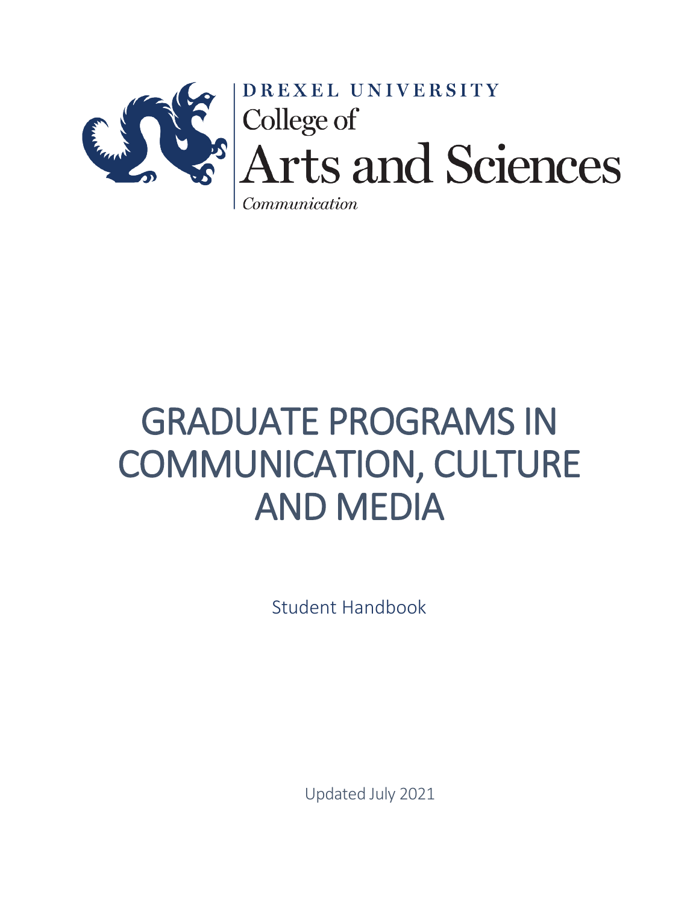DREXEL UNIVERSITY
College of
Arts and Sciences
*Communication*

# GRADUATE PROGRAMS IN COMMUNICATION, CULTURE AND MEDIA

Student Handbook

Updated July 2021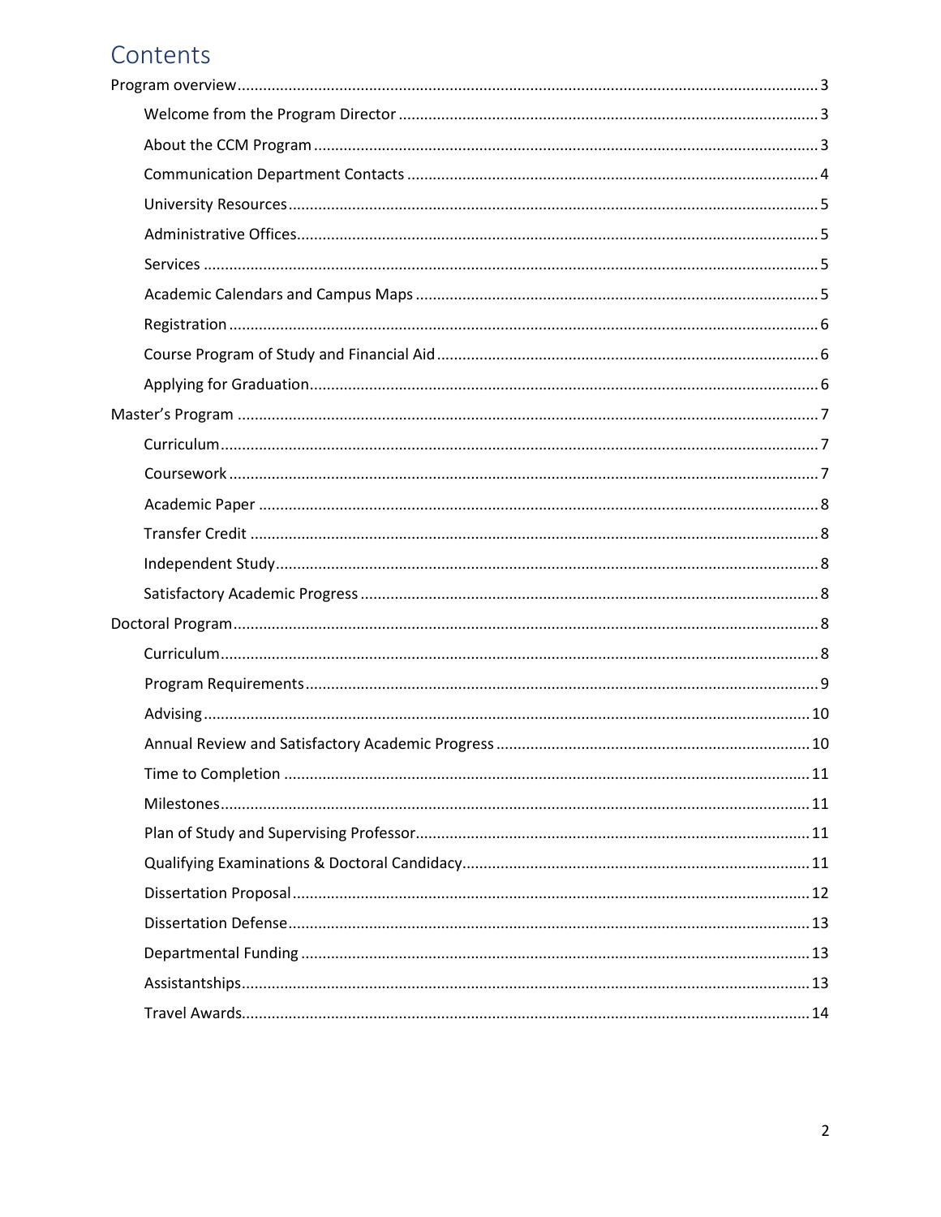# Contents

Program overview ..... 3

- Welcome from the Program Director ..... 3
- About the CCM Program ..... 3
- Communication Department Contacts ..... 4
- University Resources ..... 5
- Administrative Offices ..... 5
- Services ..... 5
- Academic Calendars and Campus Maps ..... 5
- Registration ..... 6
- Course Program of Study and Financial Aid ..... 6
- Applying for Graduation ..... 6

Master's Program ..... 7

- Curriculum ..... 7
- Coursework ..... 7
- Academic Paper ..... 8
- Transfer Credit ..... 8
- Independent Study ..... 8
- Satisfactory Academic Progress ..... 8

Doctoral Program ..... 8

- Curriculum ..... 8
- Program Requirements ..... 9
- Advising ..... 10
- Annual Review and Satisfactory Academic Progress ..... 10
- Time to Completion ..... 11
- Milestones ..... 11
- Plan of Study and Supervising Professor ..... 11
- Qualifying Examinations & Doctoral Candidacy ..... 11
- Dissertation Proposal ..... 12
- Dissertation Defense ..... 13
- Departmental Funding ..... 13
- Assistantships ..... 13
- Travel Awards ..... 14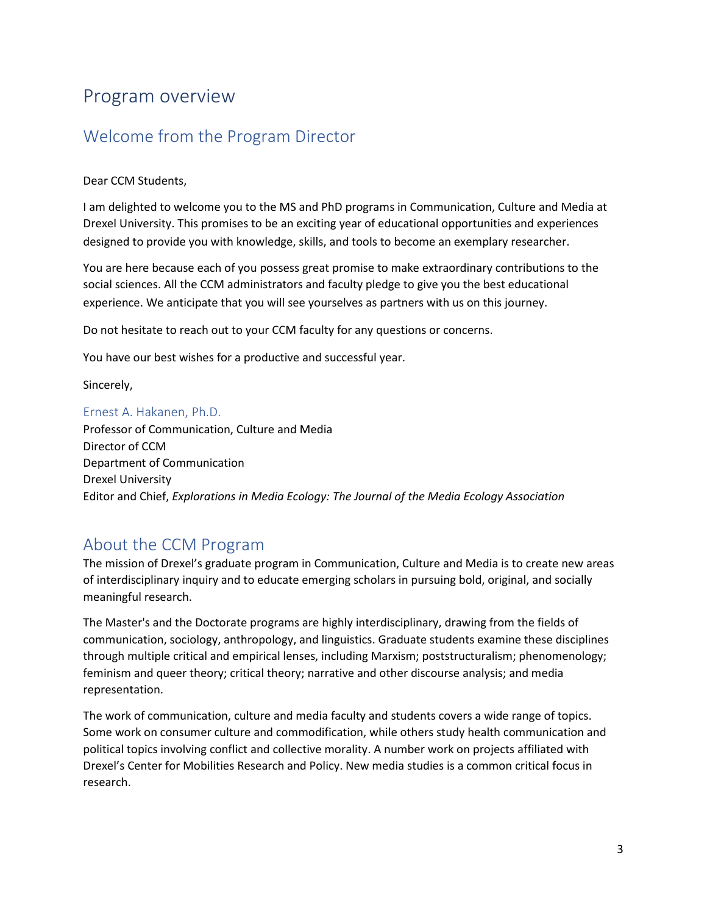# Program overview

## Welcome from the Program Director

Dear CCM Students,

I am delighted to welcome you to the MS and PhD programs in Communication, Culture and Media at Drexel University. This promises to be an exciting year of educational opportunities and experiences designed to provide you with knowledge, skills, and tools to become an exemplary researcher.

You are here because each of you possess great promise to make extraordinary contributions to the social sciences. All the CCM administrators and faculty pledge to give you the best educational experience. We anticipate that you will see yourselves as partners with us on this journey.

Do not hesitate to reach out to your CCM faculty for any questions or concerns.

You have our best wishes for a productive and successful year.

Sincerely,

Ernest A. Hakanen, Ph.D.
Professor of Communication, Culture and Media
Director of CCM
Department of Communication
Drexel University
Editor and Chief, *Explorations in Media Ecology: The Journal of the Media Ecology Association*

## About the CCM Program

The mission of Drexel's graduate program in Communication, Culture and Media is to create new areas of interdisciplinary inquiry and to educate emerging scholars in pursuing bold, original, and socially meaningful research.

The Master's and the Doctorate programs are highly interdisciplinary, drawing from the fields of communication, sociology, anthropology, and linguistics. Graduate students examine these disciplines through multiple critical and empirical lenses, including Marxism; poststructuralism; phenomenology; feminism and queer theory; critical theory; narrative and other discourse analysis; and media representation.

The work of communication, culture and media faculty and students covers a wide range of topics. Some work on consumer culture and commodification, while others study health communication and political topics involving conflict and collective morality. A number work on projects affiliated with Drexel's Center for Mobilities Research and Policy. New media studies is a common critical focus in research.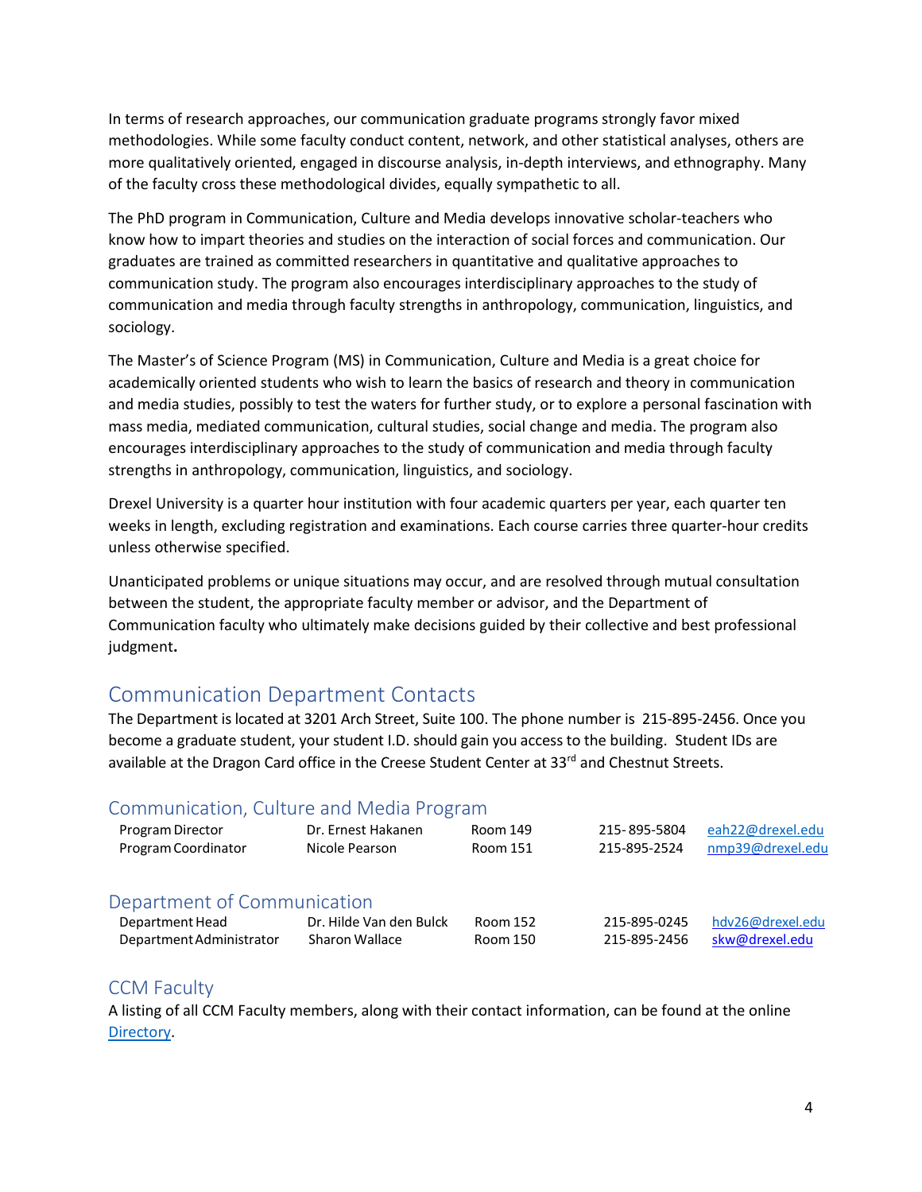In terms of research approaches, our communication graduate programs strongly favor mixed methodologies. While some faculty conduct content, network, and other statistical analyses, others are more qualitatively oriented, engaged in discourse analysis, in-depth interviews, and ethnography. Many of the faculty cross these methodological divides, equally sympathetic to all.

The PhD program in Communication, Culture and Media develops innovative scholar-teachers who know how to impart theories and studies on the interaction of social forces and communication. Our graduates are trained as committed researchers in quantitative and qualitative approaches to communication study. The program also encourages interdisciplinary approaches to the study of communication and media through faculty strengths in anthropology, communication, linguistics, and sociology.

The Master's of Science Program (MS) in Communication, Culture and Media is a great choice for academically oriented students who wish to learn the basics of research and theory in communication and media studies, possibly to test the waters for further study, or to explore a personal fascination with mass media, mediated communication, cultural studies, social change and media. The program also encourages interdisciplinary approaches to the study of communication and media through faculty strengths in anthropology, communication, linguistics, and sociology.

Drexel University is a quarter hour institution with four academic quarters per year, each quarter ten weeks in length, excluding registration and examinations. Each course carries three quarter-hour credits unless otherwise specified.

Unanticipated problems or unique situations may occur, and are resolved through mutual consultation between the student, the appropriate faculty member or advisor, and the Department of Communication faculty who ultimately make decisions guided by their collective and best professional judgment**.**

## Communication Department Contacts

The Department is located at 3201 Arch Street, Suite 100. The phone number is 215-895-2456. Once you become a graduate student, your student I.D. should gain you access to the building. Student IDs are available at the Dragon Card office in the Creese Student Center at 33rd and Chestnut Streets.

### Communication, Culture and Media Program

| | | | | |
|---|---|---|---|---|
| Program Director | Dr. Ernest Hakanen | Room 149 | 215- 895-5804 | eah22@drexel.edu |
| Program Coordinator | Nicole Pearson | Room 151 | 215-895-2524 | nmp39@drexel.edu |

### Department of Communication

| | | | | |
|---|---|---|---|---|
| Department Head | Dr. Hilde Van den Bulck | Room 152 | 215-895-0245 | hdv26@drexel.edu |
| Department Administrator | Sharon Wallace | Room 150 | 215-895-2456 | skw@drexel.edu |

### CCM Faculty

A listing of all CCM Faculty members, along with their contact information, can be found at the online Directory.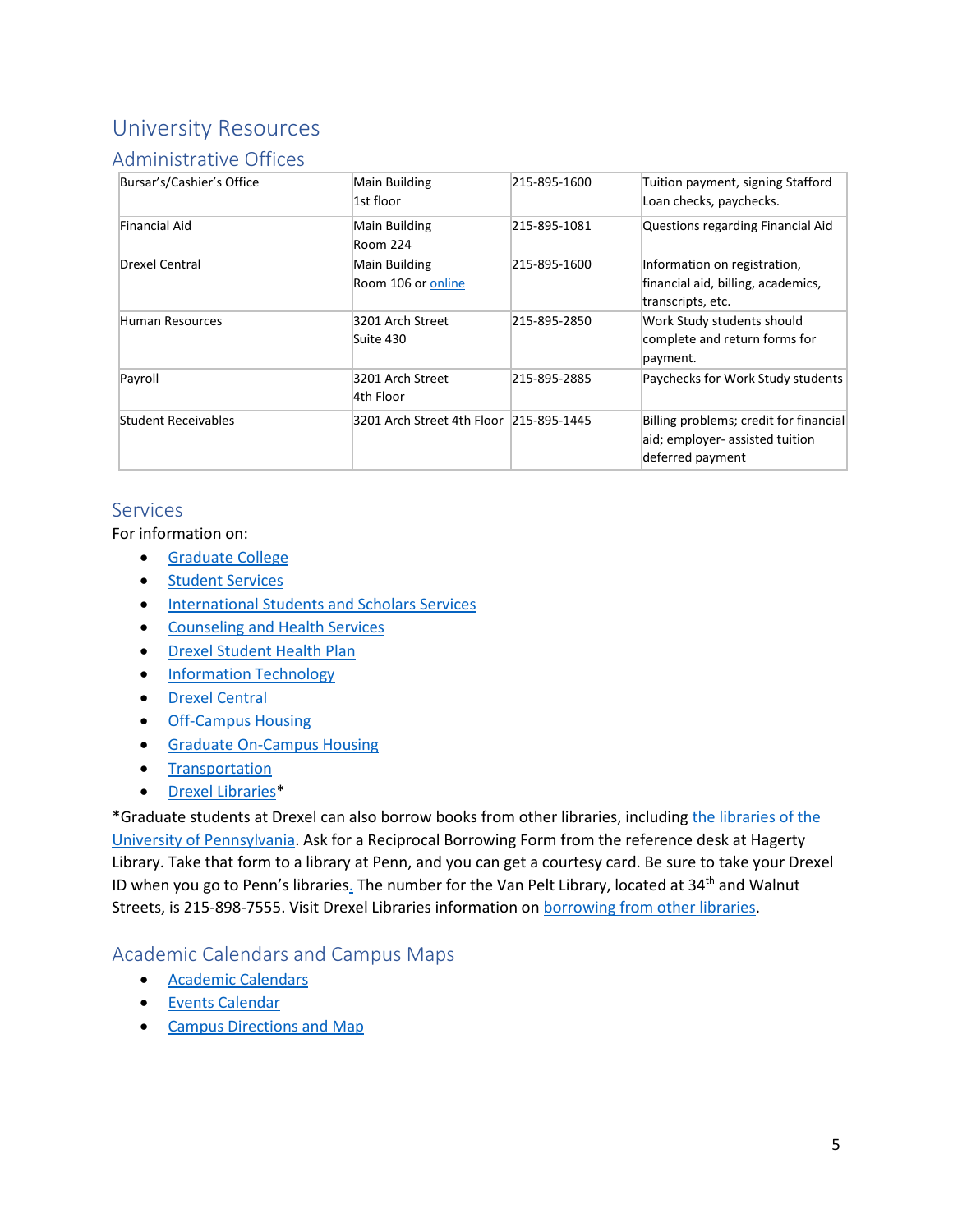# University Resources

## Administrative Offices

| | | | |
|---|---|---|---|
| Bursar's/Cashier's Office | Main Building 1st floor | 215-895-1600 | Tuition payment, signing Stafford Loan checks, paychecks. |
| Financial Aid | Main Building Room 224 | 215-895-1081 | Questions regarding Financial Aid |
| Drexel Central | Main Building Room 106 or online | 215-895-1600 | Information on registration, financial aid, billing, academics, transcripts, etc. |
| Human Resources | 3201 Arch Street Suite 430 | 215-895-2850 | Work Study students should complete and return forms for payment. |
| Payroll | 3201 Arch Street 4th Floor | 215-895-2885 | Paychecks for Work Study students |
| Student Receivables | 3201 Arch Street 4th Floor | 215-895-1445 | Billing problems; credit for financial aid; employer- assisted tuition deferred payment |

## Services

For information on:

- Graduate College
- Student Services
- International Students and Scholars Services
- Counseling and Health Services
- Drexel Student Health Plan
- Information Technology
- Drexel Central
- Off-Campus Housing
- Graduate On-Campus Housing
- Transportation
- Drexel Libraries*

*Graduate students at Drexel can also borrow books from other libraries, including the libraries of the University of Pennsylvania. Ask for a Reciprocal Borrowing Form from the reference desk at Hagerty Library. Take that form to a library at Penn, and you can get a courtesy card. Be sure to take your Drexel ID when you go to Penn's libraries. The number for the Van Pelt Library, located at 34th and Walnut Streets, is 215-898-7555. Visit Drexel Libraries information on borrowing from other libraries.

## Academic Calendars and Campus Maps

- Academic Calendars
- Events Calendar
- Campus Directions and Map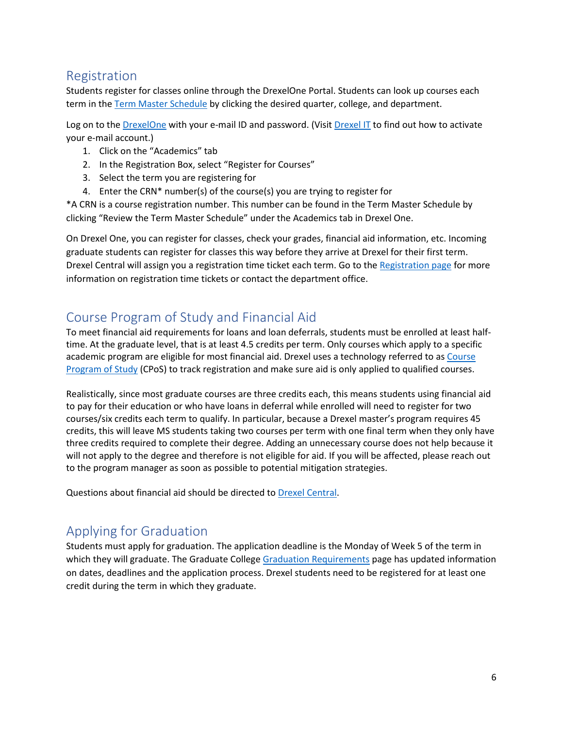## Registration

Students register for classes online through the DrexelOne Portal. Students can look up courses each term in the Term Master Schedule by clicking the desired quarter, college, and department.

Log on to the DrexelOne with your e-mail ID and password. (Visit Drexel IT to find out how to activate your e-mail account.)

1. Click on the "Academics" tab
2. In the Registration Box, select "Register for Courses"
3. Select the term you are registering for
4. Enter the CRN* number(s) of the course(s) you are trying to register for

*A CRN is a course registration number. This number can be found in the Term Master Schedule by clicking "Review the Term Master Schedule" under the Academics tab in Drexel One.

On Drexel One, you can register for classes, check your grades, financial aid information, etc. Incoming graduate students can register for classes this way before they arrive at Drexel for their first term. Drexel Central will assign you a registration time ticket each term. Go to the Registration page for more information on registration time tickets or contact the department office.

## Course Program of Study and Financial Aid

To meet financial aid requirements for loans and loan deferrals, students must be enrolled at least half-time. At the graduate level, that is at least 4.5 credits per term. Only courses which apply to a specific academic program are eligible for most financial aid. Drexel uses a technology referred to as Course Program of Study (CPoS) to track registration and make sure aid is only applied to qualified courses.

Realistically, since most graduate courses are three credits each, this means students using financial aid to pay for their education or who have loans in deferral while enrolled will need to register for two courses/six credits each term to qualify. In particular, because a Drexel master's program requires 45 credits, this will leave MS students taking two courses per term with one final term when they only have three credits required to complete their degree. Adding an unnecessary course does not help because it will not apply to the degree and therefore is not eligible for aid. If you will be affected, please reach out to the program manager as soon as possible to potential mitigation strategies.

Questions about financial aid should be directed to Drexel Central.

## Applying for Graduation

Students must apply for graduation. The application deadline is the Monday of Week 5 of the term in which they will graduate. The Graduate College Graduation Requirements page has updated information on dates, deadlines and the application process. Drexel students need to be registered for at least one credit during the term in which they graduate.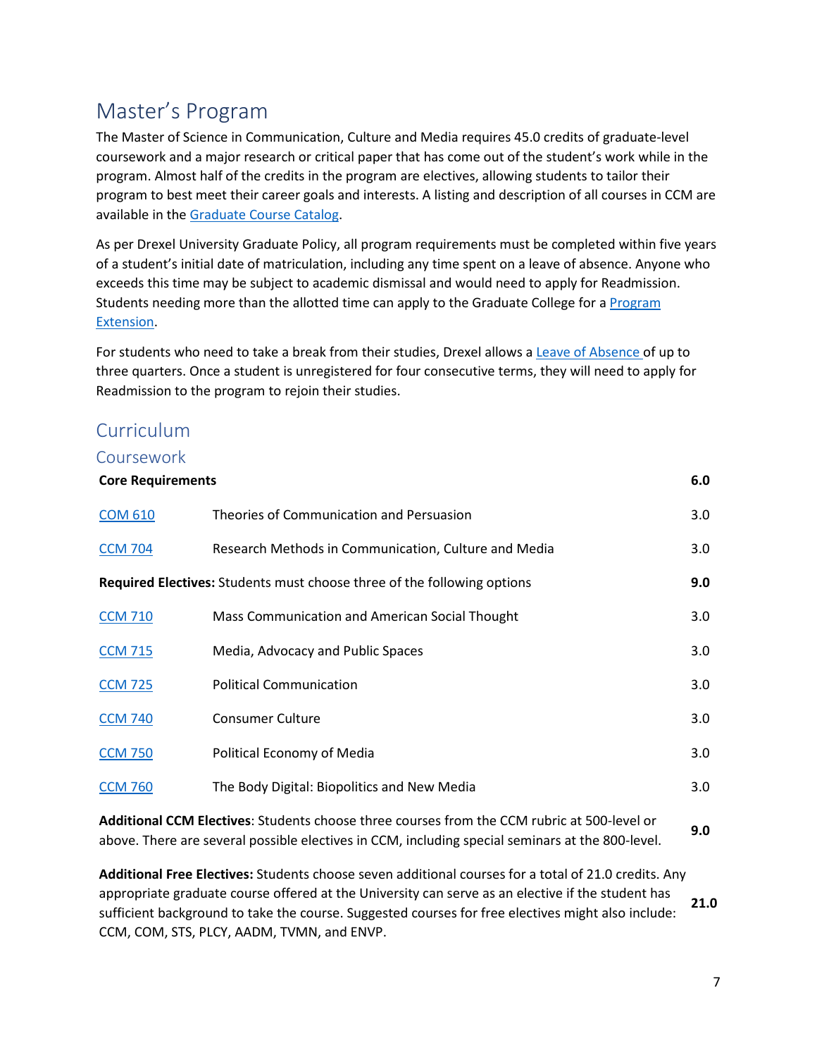## Master's Program

The Master of Science in Communication, Culture and Media requires 45.0 credits of graduate-level coursework and a major research or critical paper that has come out of the student's work while in the program. Almost half of the credits in the program are electives, allowing students to tailor their program to best meet their career goals and interests. A listing and description of all courses in CCM are available in the [Graduate Course Catalog](#).

As per Drexel University Graduate Policy, all program requirements must be completed within five years of a student's initial date of matriculation, including any time spent on a leave of absence. Anyone who exceeds this time may be subject to academic dismissal and would need to apply for Readmission. Students needing more than the allotted time can apply to the Graduate College for a [Program Extension](#).

For students who need to take a break from their studies, Drexel allows a [Leave of Absence](#) of up to three quarters. Once a student is unregistered for four consecutive terms, they will need to apply for Readmission to the program to rejoin their studies.

### Curriculum

#### Coursework

| **Core Requirements** | | **6.0** |
|---|---|---|
| COM 610 | Theories of Communication and Persuasion | 3.0 |
| CCM 704 | Research Methods in Communication, Culture and Media | 3.0 |
| **Required Electives:** Students must choose three of the following options | | **9.0** |
| CCM 710 | Mass Communication and American Social Thought | 3.0 |
| CCM 715 | Media, Advocacy and Public Spaces | 3.0 |
| CCM 725 | Political Communication | 3.0 |
| CCM 740 | Consumer Culture | 3.0 |
| CCM 750 | Political Economy of Media | 3.0 |
| CCM 760 | The Body Digital: Biopolitics and New Media | 3.0 |
| **Additional CCM Electives**: Students choose three courses from the CCM rubric at 500-level or above. There are several possible electives in CCM, including special seminars at the 800-level. | | **9.0** |
| **Additional Free Electives:** Students choose seven additional courses for a total of 21.0 credits. Any appropriate graduate course offered at the University can serve as an elective if the student has sufficient background to take the course. Suggested courses for free electives might also include: CCM, COM, STS, PLCY, AADM, TVMN, and ENVP. | | **21.0** |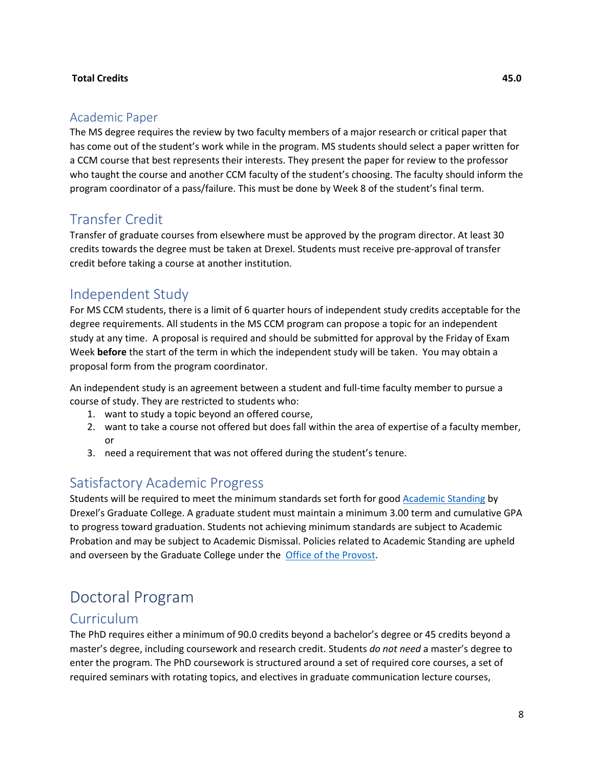| **Total Credits** | **45.0** |
|---|---|

## Academic Paper

The MS degree requires the review by two faculty members of a major research or critical paper that has come out of the student's work while in the program. MS students should select a paper written for a CCM course that best represents their interests. They present the paper for review to the professor who taught the course and another CCM faculty of the student's choosing. The faculty should inform the program coordinator of a pass/failure. This must be done by Week 8 of the student's final term.

## Transfer Credit

Transfer of graduate courses from elsewhere must be approved by the program director. At least 30 credits towards the degree must be taken at Drexel. Students must receive pre-approval of transfer credit before taking a course at another institution.

## Independent Study

For MS CCM students, there is a limit of 6 quarter hours of independent study credits acceptable for the degree requirements. All students in the MS CCM program can propose a topic for an independent study at any time. A proposal is required and should be submitted for approval by the Friday of Exam Week **before** the start of the term in which the independent study will be taken. You may obtain a proposal form from the program coordinator.

An independent study is an agreement between a student and full-time faculty member to pursue a course of study. They are restricted to students who:

1. want to study a topic beyond an offered course,
2. want to take a course not offered but does fall within the area of expertise of a faculty member, or
3. need a requirement that was not offered during the student's tenure.

## Satisfactory Academic Progress

Students will be required to meet the minimum standards set forth for good Academic Standing by Drexel's Graduate College. A graduate student must maintain a minimum 3.00 term and cumulative GPA to progress toward graduation. Students not achieving minimum standards are subject to Academic Probation and may be subject to Academic Dismissal. Policies related to Academic Standing are upheld and overseen by the Graduate College under the Office of the Provost.

# Doctoral Program

## Curriculum

The PhD requires either a minimum of 90.0 credits beyond a bachelor's degree or 45 credits beyond a master's degree, including coursework and research credit. Students *do not need* a master's degree to enter the program. The PhD coursework is structured around a set of required core courses, a set of required seminars with rotating topics, and electives in graduate communication lecture courses,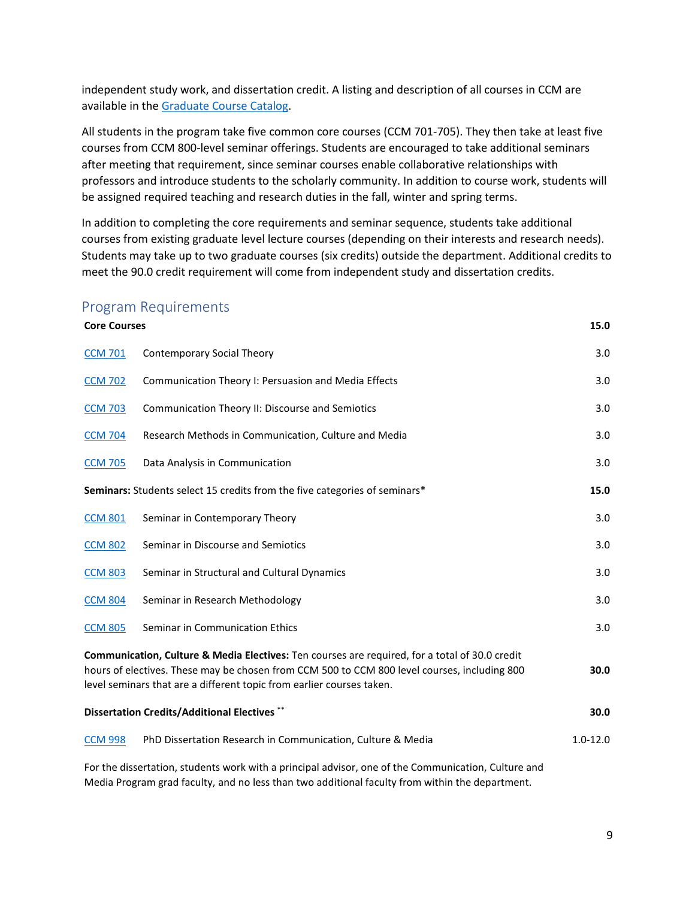independent study work, and dissertation credit. A listing and description of all courses in CCM are available in the Graduate Course Catalog.

All students in the program take five common core courses (CCM 701-705). They then take at least five courses from CCM 800-level seminar offerings. Students are encouraged to take additional seminars after meeting that requirement, since seminar courses enable collaborative relationships with professors and introduce students to the scholarly community. In addition to course work, students will be assigned required teaching and research duties in the fall, winter and spring terms.

In addition to completing the core requirements and seminar sequence, students take additional courses from existing graduate level lecture courses (depending on their interests and research needs). Students may take up to two graduate courses (six credits) outside the department. Additional credits to meet the 90.0 credit requirement will come from independent study and dissertation credits.

## Program Requirements

| **Core Courses** | | **15.0** |
|---|---|---|
| CCM 701 | Contemporary Social Theory | 3.0 |
| CCM 702 | Communication Theory I: Persuasion and Media Effects | 3.0 |
| CCM 703 | Communication Theory II: Discourse and Semiotics | 3.0 |
| CCM 704 | Research Methods in Communication, Culture and Media | 3.0 |
| CCM 705 | Data Analysis in Communication | 3.0 |
| **Seminars:** Students select 15 credits from the five categories of seminars* | | **15.0** |
| CCM 801 | Seminar in Contemporary Theory | 3.0 |
| CCM 802 | Seminar in Discourse and Semiotics | 3.0 |
| CCM 803 | Seminar in Structural and Cultural Dynamics | 3.0 |
| CCM 804 | Seminar in Research Methodology | 3.0 |
| CCM 805 | Seminar in Communication Ethics | 3.0 |
| **Communication, Culture & Media Electives:** Ten courses are required, for a total of 30.0 credit hours of electives. These may be chosen from CCM 500 to CCM 800 level courses, including 800 level seminars that are a different topic from earlier courses taken. | | **30.0** |
| **Dissertation Credits/Additional Electives** ** | | **30.0** |
| CCM 998 | PhD Dissertation Research in Communication, Culture & Media | 1.0-12.0 |

For the dissertation, students work with a principal advisor, one of the Communication, Culture and Media Program grad faculty, and no less than two additional faculty from within the department.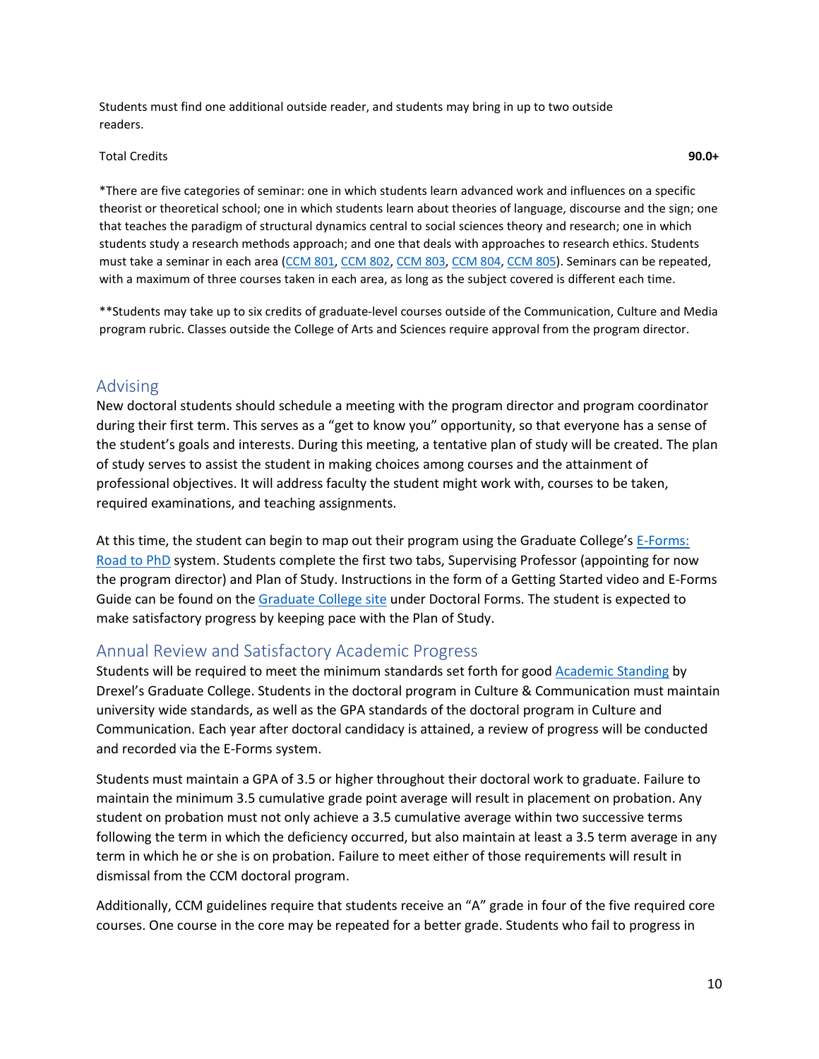Students must find one additional outside reader, and students may bring in up to two outside readers.

| Total Credits | **90.0+** |
| --- | --- |

*There are five categories of seminar: one in which students learn advanced work and influences on a specific theorist or theoretical school; one in which students learn about theories of language, discourse and the sign; one that teaches the paradigm of structural dynamics central to social sciences theory and research; one in which students study a research methods approach; and one that deals with approaches to research ethics. Students must take a seminar in each area (CCM 801, CCM 802, CCM 803, CCM 804, CCM 805). Seminars can be repeated, with a maximum of three courses taken in each area, as long as the subject covered is different each time.

**Students may take up to six credits of graduate-level courses outside of the Communication, Culture and Media program rubric. Classes outside the College of Arts and Sciences require approval from the program director.

## Advising

New doctoral students should schedule a meeting with the program director and program coordinator during their first term. This serves as a "get to know you" opportunity, so that everyone has a sense of the student's goals and interests. During this meeting, a tentative plan of study will be created. The plan of study serves to assist the student in making choices among courses and the attainment of professional objectives. It will address faculty the student might work with, courses to be taken, required examinations, and teaching assignments.

At this time, the student can begin to map out their program using the Graduate College's E-Forms: Road to PhD system. Students complete the first two tabs, Supervising Professor (appointing for now the program director) and Plan of Study. Instructions in the form of a Getting Started video and E-Forms Guide can be found on the Graduate College site under Doctoral Forms. The student is expected to make satisfactory progress by keeping pace with the Plan of Study.

## Annual Review and Satisfactory Academic Progress

Students will be required to meet the minimum standards set forth for good Academic Standing by Drexel's Graduate College. Students in the doctoral program in Culture & Communication must maintain university wide standards, as well as the GPA standards of the doctoral program in Culture and Communication. Each year after doctoral candidacy is attained, a review of progress will be conducted and recorded via the E-Forms system.

Students must maintain a GPA of 3.5 or higher throughout their doctoral work to graduate. Failure to maintain the minimum 3.5 cumulative grade point average will result in placement on probation. Any student on probation must not only achieve a 3.5 cumulative average within two successive terms following the term in which the deficiency occurred, but also maintain at least a 3.5 term average in any term in which he or she is on probation. Failure to meet either of those requirements will result in dismissal from the CCM doctoral program.

Additionally, CCM guidelines require that students receive an "A" grade in four of the five required core courses. One course in the core may be repeated for a better grade. Students who fail to progress in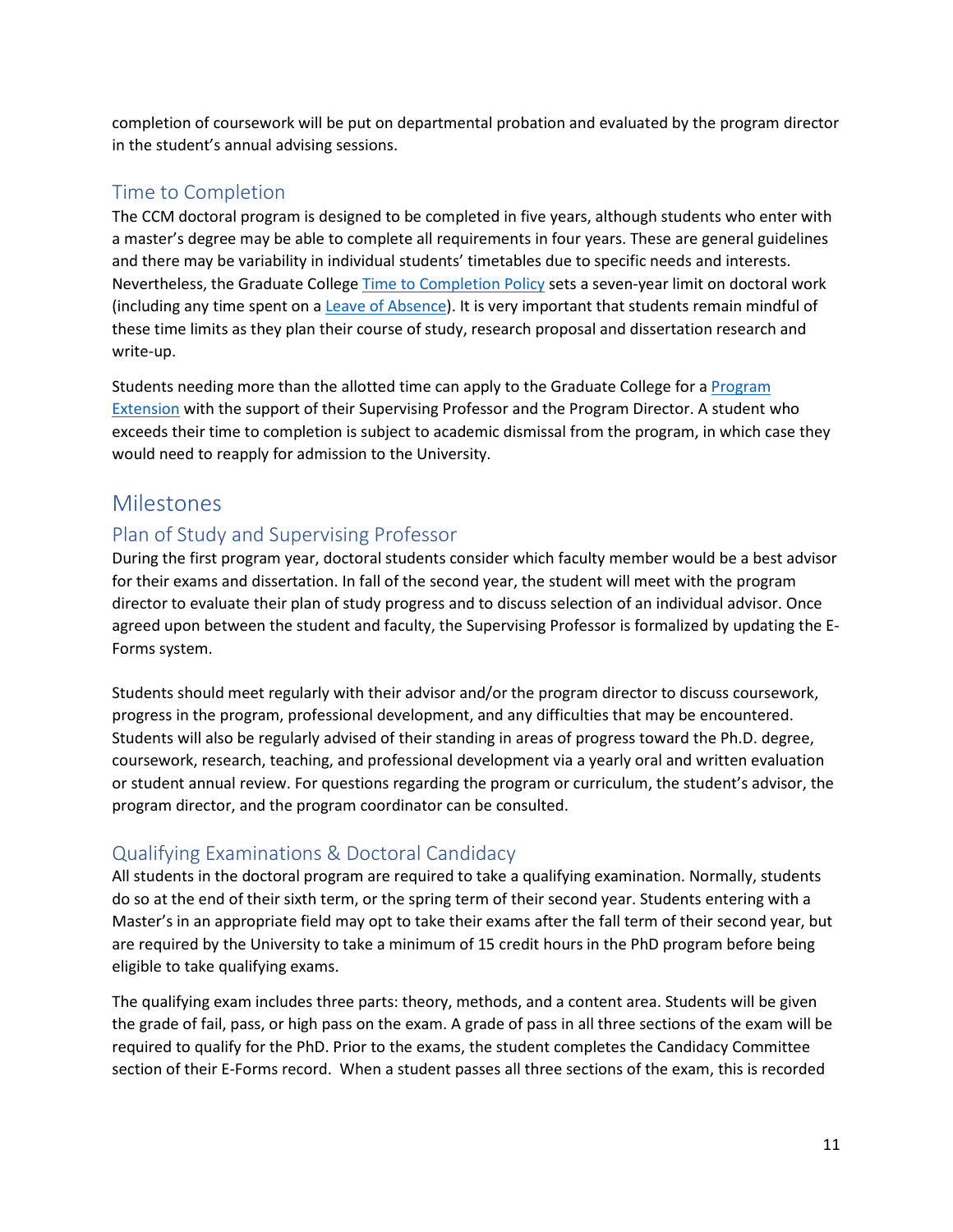completion of coursework will be put on departmental probation and evaluated by the program director in the student's annual advising sessions.

### Time to Completion

The CCM doctoral program is designed to be completed in five years, although students who enter with a master's degree may be able to complete all requirements in four years. These are general guidelines and there may be variability in individual students' timetables due to specific needs and interests. Nevertheless, the Graduate College Time to Completion Policy sets a seven-year limit on doctoral work (including any time spent on a Leave of Absence). It is very important that students remain mindful of these time limits as they plan their course of study, research proposal and dissertation research and write-up.

Students needing more than the allotted time can apply to the Graduate College for a Program Extension with the support of their Supervising Professor and the Program Director. A student who exceeds their time to completion is subject to academic dismissal from the program, in which case they would need to reapply for admission to the University.

## Milestones

### Plan of Study and Supervising Professor

During the first program year, doctoral students consider which faculty member would be a best advisor for their exams and dissertation. In fall of the second year, the student will meet with the program director to evaluate their plan of study progress and to discuss selection of an individual advisor. Once agreed upon between the student and faculty, the Supervising Professor is formalized by updating the E-Forms system.

Students should meet regularly with their advisor and/or the program director to discuss coursework, progress in the program, professional development, and any difficulties that may be encountered. Students will also be regularly advised of their standing in areas of progress toward the Ph.D. degree, coursework, research, teaching, and professional development via a yearly oral and written evaluation or student annual review. For questions regarding the program or curriculum, the student's advisor, the program director, and the program coordinator can be consulted.

### Qualifying Examinations & Doctoral Candidacy

All students in the doctoral program are required to take a qualifying examination. Normally, students do so at the end of their sixth term, or the spring term of their second year. Students entering with a Master's in an appropriate field may opt to take their exams after the fall term of their second year, but are required by the University to take a minimum of 15 credit hours in the PhD program before being eligible to take qualifying exams.

The qualifying exam includes three parts: theory, methods, and a content area. Students will be given the grade of fail, pass, or high pass on the exam. A grade of pass in all three sections of the exam will be required to qualify for the PhD. Prior to the exams, the student completes the Candidacy Committee section of their E-Forms record. When a student passes all three sections of the exam, this is recorded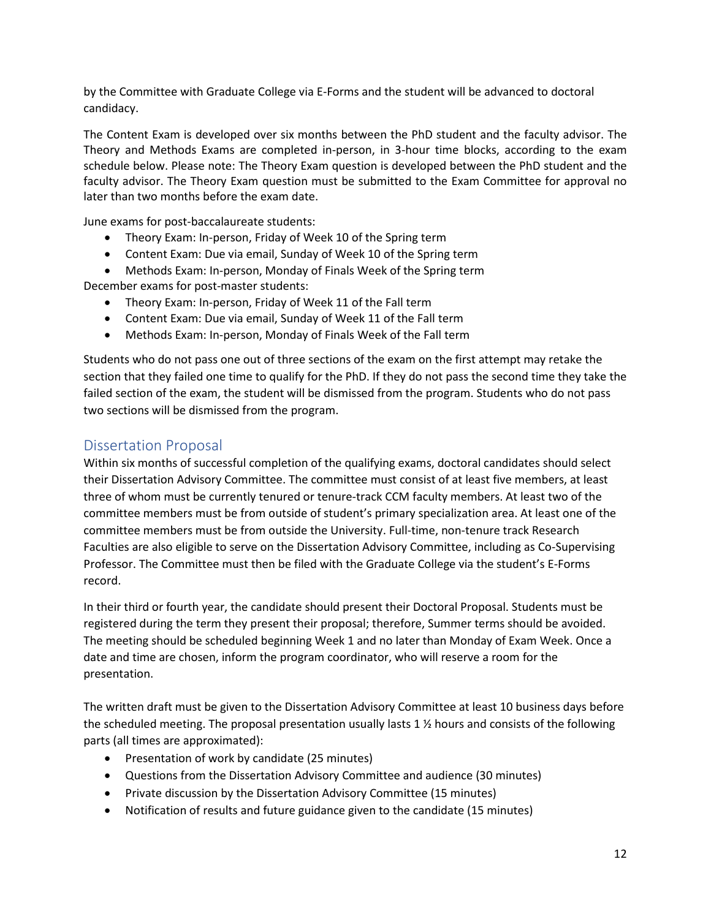by the Committee with Graduate College via E-Forms and the student will be advanced to doctoral candidacy.

The Content Exam is developed over six months between the PhD student and the faculty advisor. The Theory and Methods Exams are completed in-person, in 3-hour time blocks, according to the exam schedule below. Please note: The Theory Exam question is developed between the PhD student and the faculty advisor. The Theory Exam question must be submitted to the Exam Committee for approval no later than two months before the exam date.

June exams for post-baccalaureate students:

- Theory Exam: In-person, Friday of Week 10 of the Spring term
- Content Exam: Due via email, Sunday of Week 10 of the Spring term
- Methods Exam: In-person, Monday of Finals Week of the Spring term

December exams for post-master students:

- Theory Exam: In-person, Friday of Week 11 of the Fall term
- Content Exam: Due via email, Sunday of Week 11 of the Fall term
- Methods Exam: In-person, Monday of Finals Week of the Fall term

Students who do not pass one out of three sections of the exam on the first attempt may retake the section that they failed one time to qualify for the PhD. If they do not pass the second time they take the failed section of the exam, the student will be dismissed from the program. Students who do not pass two sections will be dismissed from the program.

## Dissertation Proposal

Within six months of successful completion of the qualifying exams, doctoral candidates should select their Dissertation Advisory Committee. The committee must consist of at least five members, at least three of whom must be currently tenured or tenure-track CCM faculty members. At least two of the committee members must be from outside of student's primary specialization area. At least one of the committee members must be from outside the University. Full-time, non-tenure track Research Faculties are also eligible to serve on the Dissertation Advisory Committee, including as Co-Supervising Professor. The Committee must then be filed with the Graduate College via the student's E-Forms record.

In their third or fourth year, the candidate should present their Doctoral Proposal. Students must be registered during the term they present their proposal; therefore, Summer terms should be avoided. The meeting should be scheduled beginning Week 1 and no later than Monday of Exam Week. Once a date and time are chosen, inform the program coordinator, who will reserve a room for the presentation.

The written draft must be given to the Dissertation Advisory Committee at least 10 business days before the scheduled meeting. The proposal presentation usually lasts 1 ½ hours and consists of the following parts (all times are approximated):

- Presentation of work by candidate (25 minutes)
- Questions from the Dissertation Advisory Committee and audience (30 minutes)
- Private discussion by the Dissertation Advisory Committee (15 minutes)
- Notification of results and future guidance given to the candidate (15 minutes)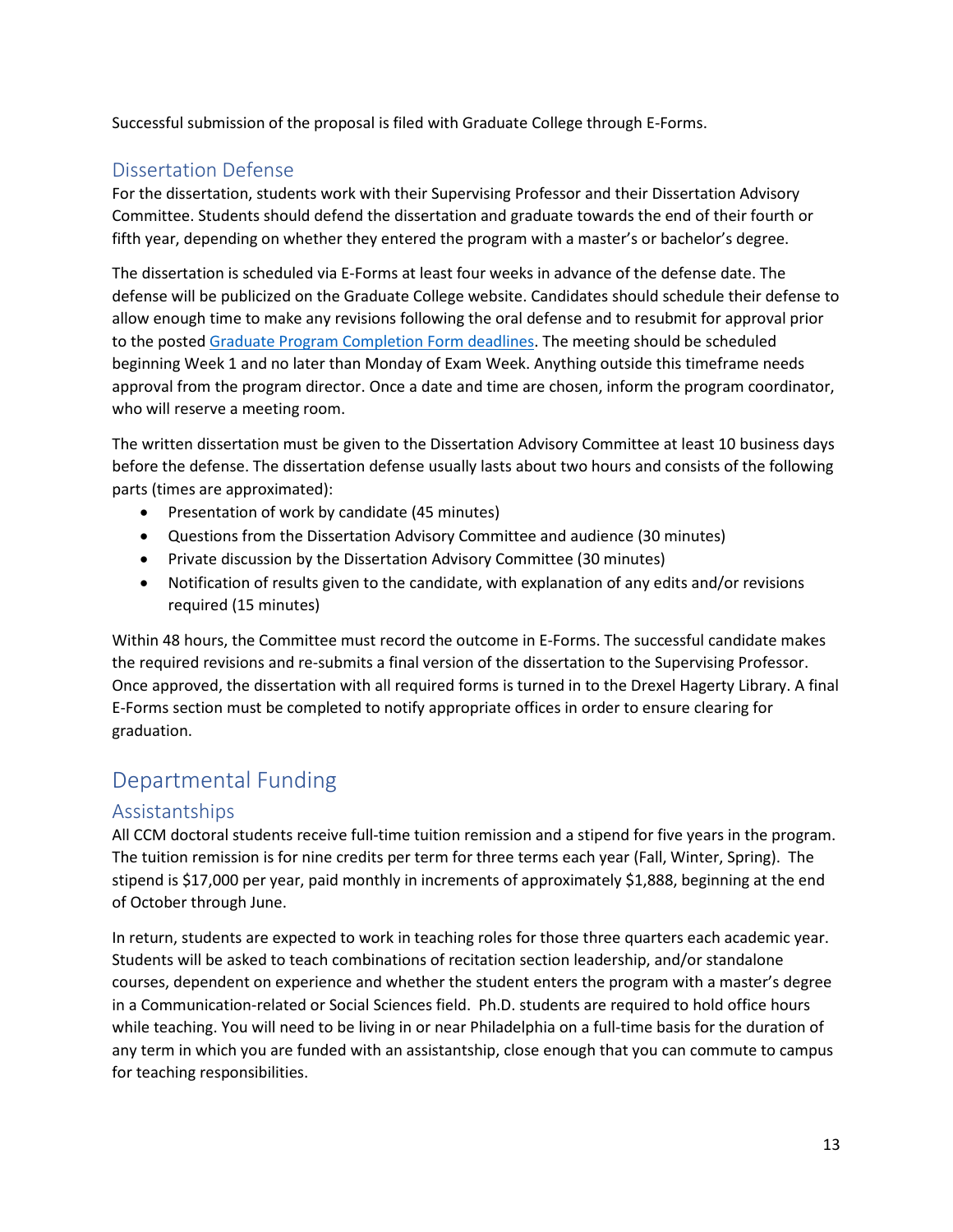Successful submission of the proposal is filed with Graduate College through E-Forms.

### Dissertation Defense

For the dissertation, students work with their Supervising Professor and their Dissertation Advisory Committee. Students should defend the dissertation and graduate towards the end of their fourth or fifth year, depending on whether they entered the program with a master's or bachelor's degree.

The dissertation is scheduled via E-Forms at least four weeks in advance of the defense date. The defense will be publicized on the Graduate College website. Candidates should schedule their defense to allow enough time to make any revisions following the oral defense and to resubmit for approval prior to the posted [Graduate Program Completion Form deadlines](). The meeting should be scheduled beginning Week 1 and no later than Monday of Exam Week. Anything outside this timeframe needs approval from the program director. Once a date and time are chosen, inform the program coordinator, who will reserve a meeting room.

The written dissertation must be given to the Dissertation Advisory Committee at least 10 business days before the defense. The dissertation defense usually lasts about two hours and consists of the following parts (times are approximated):

- Presentation of work by candidate (45 minutes)
- Questions from the Dissertation Advisory Committee and audience (30 minutes)
- Private discussion by the Dissertation Advisory Committee (30 minutes)
- Notification of results given to the candidate, with explanation of any edits and/or revisions required (15 minutes)

Within 48 hours, the Committee must record the outcome in E-Forms. The successful candidate makes the required revisions and re-submits a final version of the dissertation to the Supervising Professor. Once approved, the dissertation with all required forms is turned in to the Drexel Hagerty Library. A final E-Forms section must be completed to notify appropriate offices in order to ensure clearing for graduation.

## Departmental Funding

### Assistantships

All CCM doctoral students receive full-time tuition remission and a stipend for five years in the program. The tuition remission is for nine credits per term for three terms each year (Fall, Winter, Spring). The stipend is $17,000 per year, paid monthly in increments of approximately $1,888, beginning at the end of October through June.

In return, students are expected to work in teaching roles for those three quarters each academic year. Students will be asked to teach combinations of recitation section leadership, and/or standalone courses, dependent on experience and whether the student enters the program with a master's degree in a Communication-related or Social Sciences field. Ph.D. students are required to hold office hours while teaching. You will need to be living in or near Philadelphia on a full-time basis for the duration of any term in which you are funded with an assistantship, close enough that you can commute to campus for teaching responsibilities.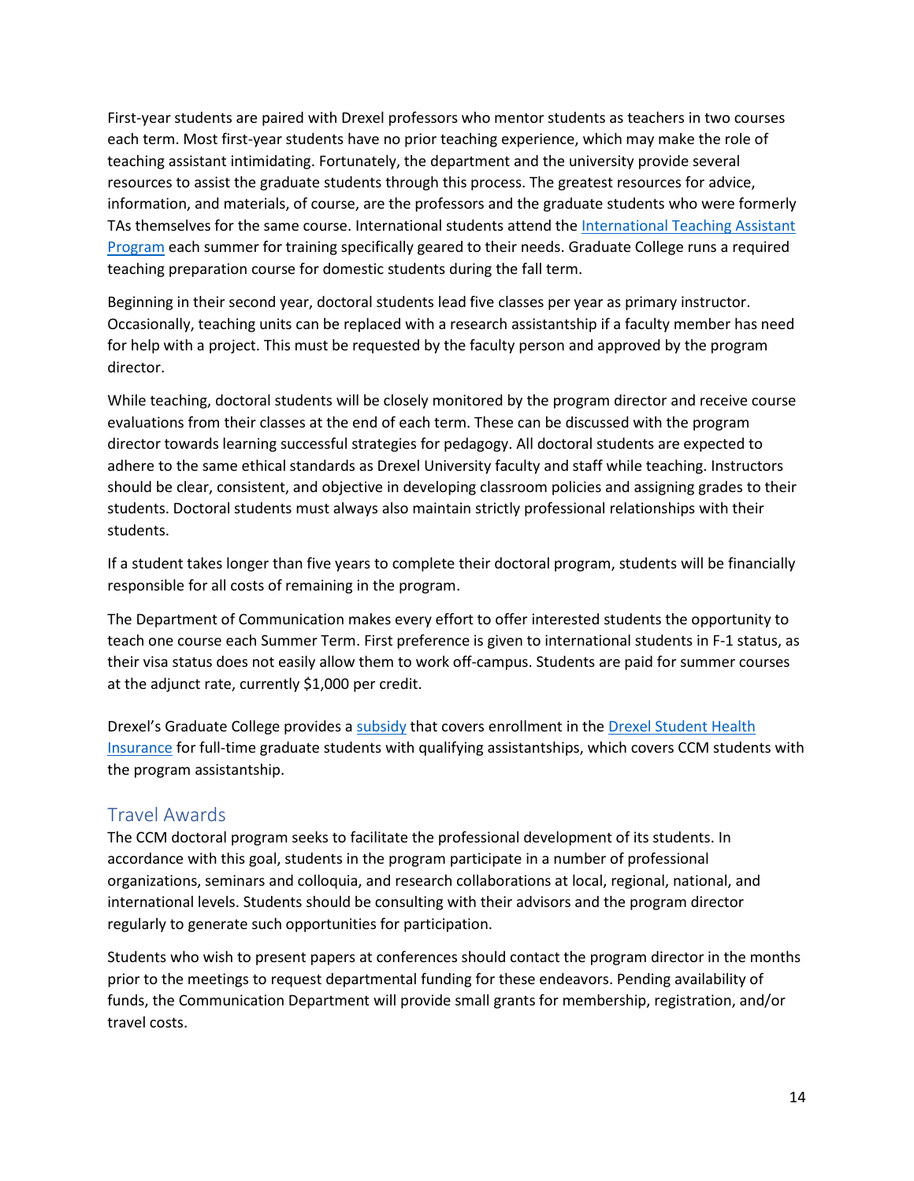First-year students are paired with Drexel professors who mentor students as teachers in two courses each term. Most first-year students have no prior teaching experience, which may make the role of teaching assistant intimidating. Fortunately, the department and the university provide several resources to assist the graduate students through this process. The greatest resources for advice, information, and materials, of course, are the professors and the graduate students who were formerly TAs themselves for the same course. International students attend the International Teaching Assistant Program each summer for training specifically geared to their needs. Graduate College runs a required teaching preparation course for domestic students during the fall term.

Beginning in their second year, doctoral students lead five classes per year as primary instructor. Occasionally, teaching units can be replaced with a research assistantship if a faculty member has need for help with a project. This must be requested by the faculty person and approved by the program director.

While teaching, doctoral students will be closely monitored by the program director and receive course evaluations from their classes at the end of each term. These can be discussed with the program director towards learning successful strategies for pedagogy. All doctoral students are expected to adhere to the same ethical standards as Drexel University faculty and staff while teaching. Instructors should be clear, consistent, and objective in developing classroom policies and assigning grades to their students. Doctoral students must always also maintain strictly professional relationships with their students.

If a student takes longer than five years to complete their doctoral program, students will be financially responsible for all costs of remaining in the program.

The Department of Communication makes every effort to offer interested students the opportunity to teach one course each Summer Term. First preference is given to international students in F-1 status, as their visa status does not easily allow them to work off-campus. Students are paid for summer courses at the adjunct rate, currently $1,000 per credit.

Drexel's Graduate College provides a subsidy that covers enrollment in the Drexel Student Health Insurance for full-time graduate students with qualifying assistantships, which covers CCM students with the program assistantship.

## Travel Awards

The CCM doctoral program seeks to facilitate the professional development of its students. In accordance with this goal, students in the program participate in a number of professional organizations, seminars and colloquia, and research collaborations at local, regional, national, and international levels. Students should be consulting with their advisors and the program director regularly to generate such opportunities for participation.

Students who wish to present papers at conferences should contact the program director in the months prior to the meetings to request departmental funding for these endeavors. Pending availability of funds, the Communication Department will provide small grants for membership, registration, and/or travel costs.